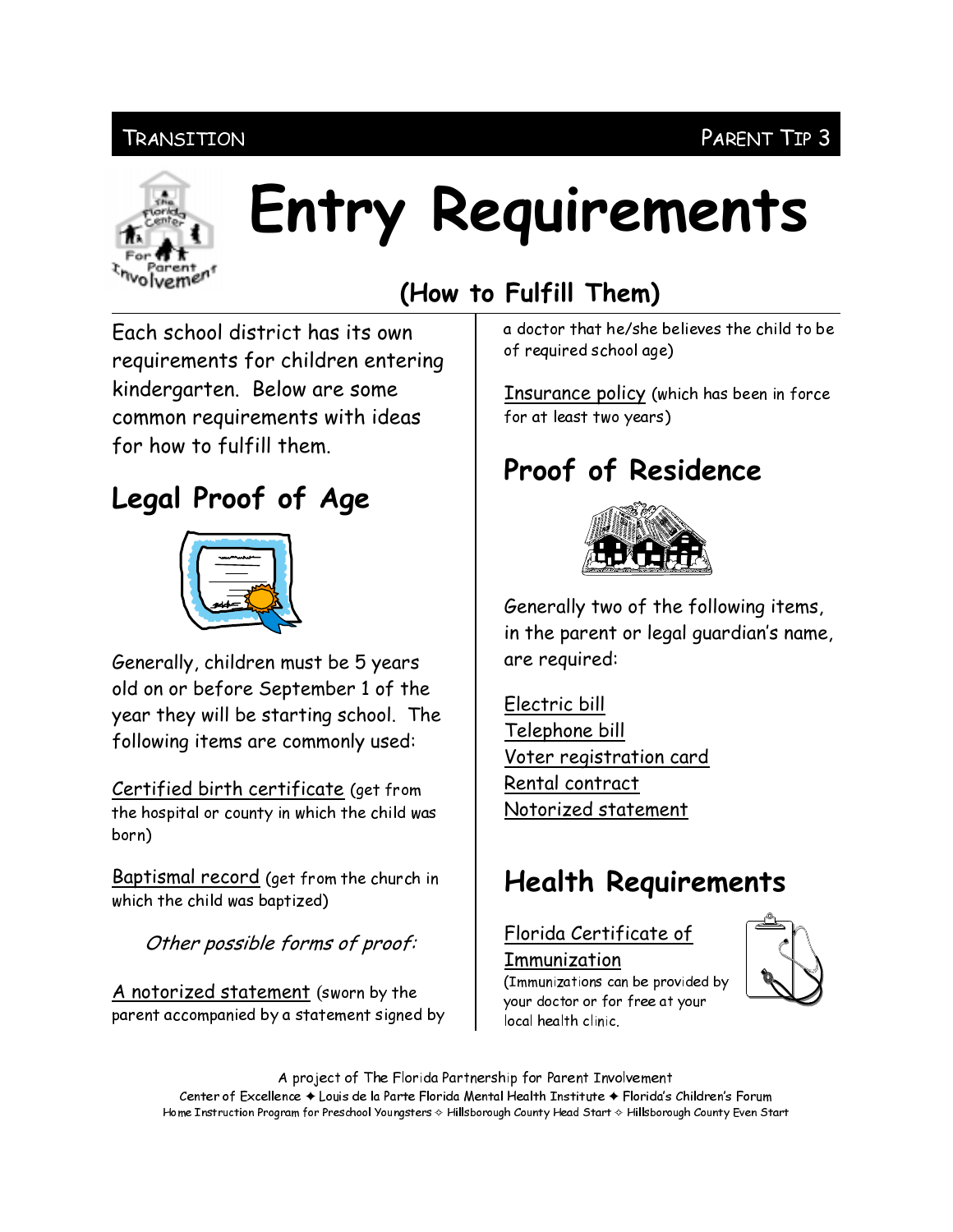TRANSITION — PARENT TIP 3

# Entry Requirements

## (How to Fulfill Them)

Each school district has its own requirements for children entering kindergarten. Below are some common requirements with ideas for how to fulfill them.

## Legal Proof of Age

Generally, children must be 5 years old on or before September 1 of the year they will be starting school. The following items are commonly used:

Certified birth certificate (get from the hospital or county in which the child was born)

Baptismal record (get from the church in which the child was baptized)

*Other possible forms of proof:*

A notorized statement (sworn by the parent accompanied by a statement signed by a doctor that he/she believes the child to be of required school age)

Insurance policy (which has been in force for at least two years)

## Proof of Residence

Generally two of the following items, in the parent or legal guardian's name, are required:

Electric bill
Telephone bill
Voter registration card
Rental contract
Notorized statement

## Health Requirements

Florida Certificate of Immunization
(Immunizations can be provided by your doctor or for free at your local health clinic.

A project of The Florida Partnership for Parent Involvement
Center of Excellence ✦ Louis de la Parte Florida Mental Health Institute ✦ Florida's Children's Forum
Home Instruction Program for Preschool Youngsters ✧ Hillsborough County Head Start ✧ Hillsborough County Even Start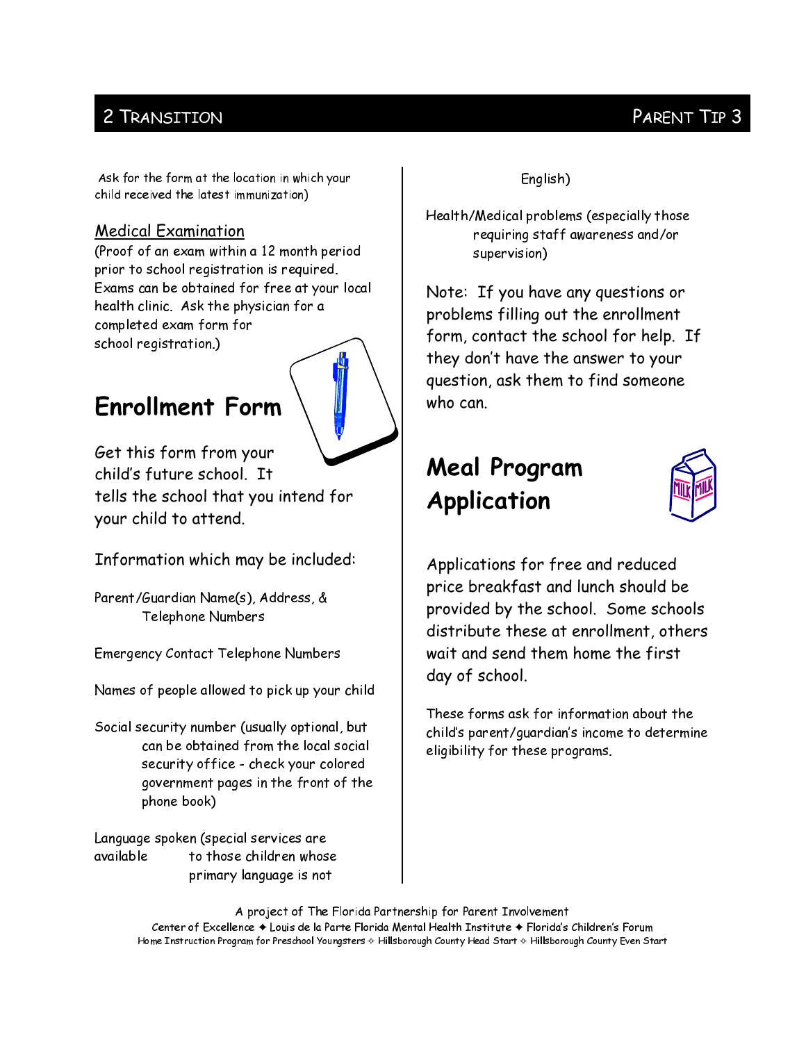Ask for the form at the location in which your child received the latest immunization)

Medical Examination

(Proof of an exam within a 12 month period prior to school registration is required. Exams can be obtained for free at your local health clinic. Ask the physician for a completed exam form for school registration.)

## Enrollment Form

Get this form from your child's future school. It tells the school that you intend for your child to attend.

Information which may be included:

Parent/Guardian Name(s), Address, & Telephone Numbers

Emergency Contact Telephone Numbers

Names of people allowed to pick up your child

Social security number (usually optional, but can be obtained from the local social security office - check your colored government pages in the front of the phone book)

Language spoken (special services are available to those children whose primary language is not English)

Health/Medical problems (especially those requiring staff awareness and/or supervision)

Note: If you have any questions or problems filling out the enrollment form, contact the school for help. If they don't have the answer to your question, ask them to find someone who can.

## Meal Program Application

Applications for free and reduced price breakfast and lunch should be provided by the school. Some schools distribute these at enrollment, others wait and send them home the first day of school.

These forms ask for information about the child's parent/guardian's income to determine eligibility for these programs.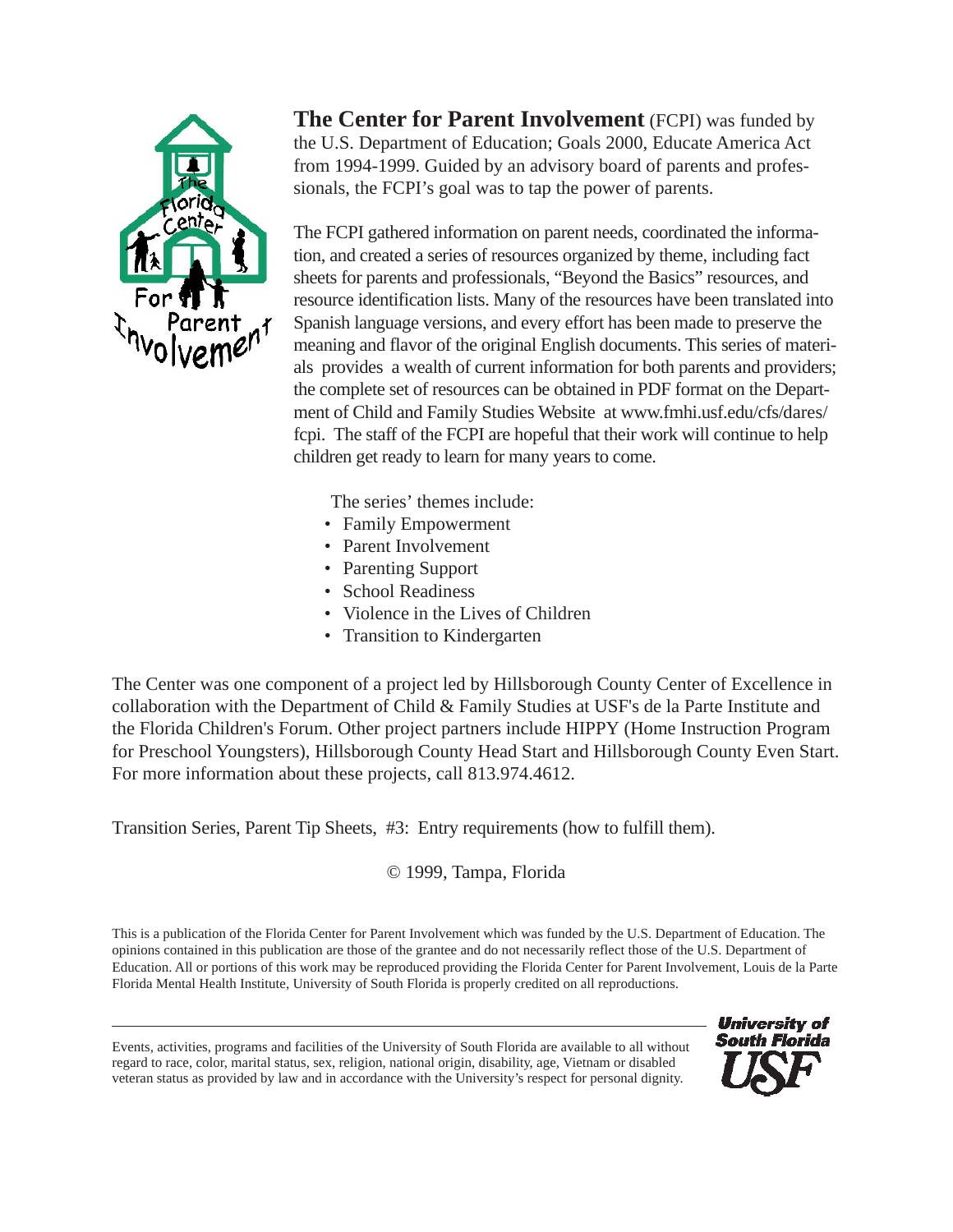**The Center for Parent Involvement** (FCPI) was funded by the U.S. Department of Education; Goals 2000, Educate America Act from 1994-1999. Guided by an advisory board of parents and professionals, the FCPI's goal was to tap the power of parents.

The FCPI gathered information on parent needs, coordinated the information, and created a series of resources organized by theme, including fact sheets for parents and professionals, "Beyond the Basics" resources, and resource identification lists. Many of the resources have been translated into Spanish language versions, and every effort has been made to preserve the meaning and flavor of the original English documents. This series of materials provides a wealth of current information for both parents and providers; the complete set of resources can be obtained in PDF format on the Department of Child and Family Studies Website at www.fmhi.usf.edu/cfs/dares/fcpi. The staff of the FCPI are hopeful that their work will continue to help children get ready to learn for many years to come.

The series' themes include:

- Family Empowerment
- Parent Involvement
- Parenting Support
- School Readiness
- Violence in the Lives of Children
- Transition to Kindergarten

The Center was one component of a project led by Hillsborough County Center of Excellence in collaboration with the Department of Child & Family Studies at USF's de la Parte Institute and the Florida Children's Forum. Other project partners include HIPPY (Home Instruction Program for Preschool Youngsters), Hillsborough County Head Start and Hillsborough County Even Start. For more information about these projects, call 813.974.4612.

Transition Series, Parent Tip Sheets, #3: Entry requirements (how to fulfill them).

© 1999, Tampa, Florida

This is a publication of the Florida Center for Parent Involvement which was funded by the U.S. Department of Education. The opinions contained in this publication are those of the grantee and do not necessarily reflect those of the U.S. Department of Education. All or portions of this work may be reproduced providing the Florida Center for Parent Involvement, Louis de la Parte Florida Mental Health Institute, University of South Florida is properly credited on all reproductions.

---

Events, activities, programs and facilities of the University of South Florida are available to all without regard to race, color, marital status, sex, religion, national origin, disability, age, Vietnam or disabled veteran status as provided by law and in accordance with the University's respect for personal dignity.

University of South Florida
USF